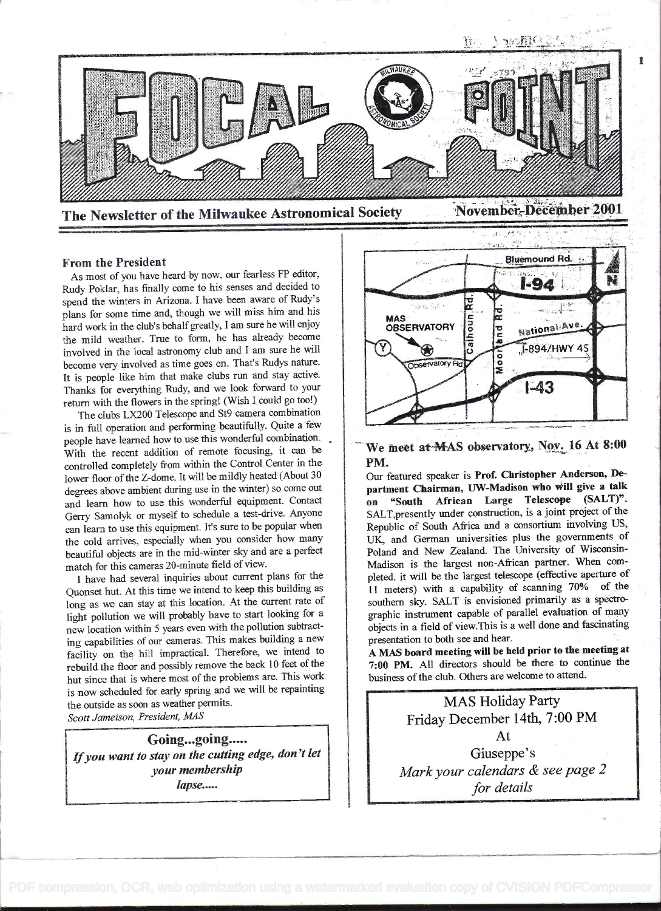# FOCAL POINT

**The Newsletter of the Milwaukee Astronomical Society** — November-December 2001

### From the President

As most of you have heard by now, our fearless FP editor, Rudy Poklar, has finally come to his senses and decided to spend the winters in Arizona. I have been aware of Rudy's plans for some time and, though we will miss him and his hard work in the club's behalf greatly, I am sure he will enjoy the mild weather. True to form, he has already become involved in the local astronomy club and I am sure he will become very involved as time goes on. That's Rudys nature. It is people like him that make clubs run and stay active. Thanks for everything Rudy, and we look forward to your return with the flowers in the spring! (Wish I could go too!)

The clubs LX200 Telescope and St9 camera combination is in full operation and performing beautifully. Quite a few people have learned how to use this wonderful combination. With the recent addition of remote focusing, it can be controlled completely from within the Control Center in the lower floor of the Z-dome. It will be mildly heated (About 30 degrees above ambient during use in the winter) so come out and learn how to use this wonderful equipment. Contact Gerry Samolyk or myself to schedule a test-drive. Anyone can learn to use this equipment. It's sure to be popular when the cold arrives, especially when you consider how many beautiful objects are in the mid-winter sky and are a perfect match for this cameras 20-minute field of view.

I have had several inquiries about current plans for the Quonset hut. At this time we intend to keep this building as long as we can stay at this location. At the current rate of light pollution we will probably have to start looking for a new location within 5 years even with the pollution subtracting capabilities of our cameras. This makes building a new facility on the hill impractical. Therefore, we intend to rebuild the floor and possibly remove the back 10 feet of the hut since that is where most of the problems are. This work is now scheduled for early spring and we will be repainting the outside as soon as weather permits.

*Scott Jameison, President, MAS*

**Going...going.....**

*If you want to stay on the cutting edge, don't let your membership lapse.....*

Bluemound Rd. — I-94 — MAS OBSERVATORY — Calhoun Rd. — Moorland Rd. — National Ave. — I-894/HWY 45 — Observatory Rd — I-43 — Y — N

### We meet at MAS observatory, Nov. 16 At 8:00 PM.

Our featured speaker is **Prof. Christopher Anderson, Department Chairman, UW-Madison who will give a talk on "South African Large Telescope (SALT)".** SALT,presently under construction, is a joint project of the Republic of South Africa and a consortium involving US, UK, and German universities plus the governments of Poland and New Zealand. The University of Wisconsin-Madison is the largest non-African partner. When completed. it will be the largest telescope (effective aperture of 11 meters) with a capability of scanning 70% of the southern sky. SALT is envisioned primarily as a spectrographic instrument capable of parallel evaluation of many objects in a field of view.This is a well done and fascinating presentation to both see and hear.

**A MAS board meeting will be held prior to the meeting at 7:00 PM.** All directors should be there to continue the business of the club. Others are welcome to attend.

MAS Holiday Party

Friday December 14th, 7:00 PM

At

Giuseppe's

*Mark your calendars & see page 2 for details*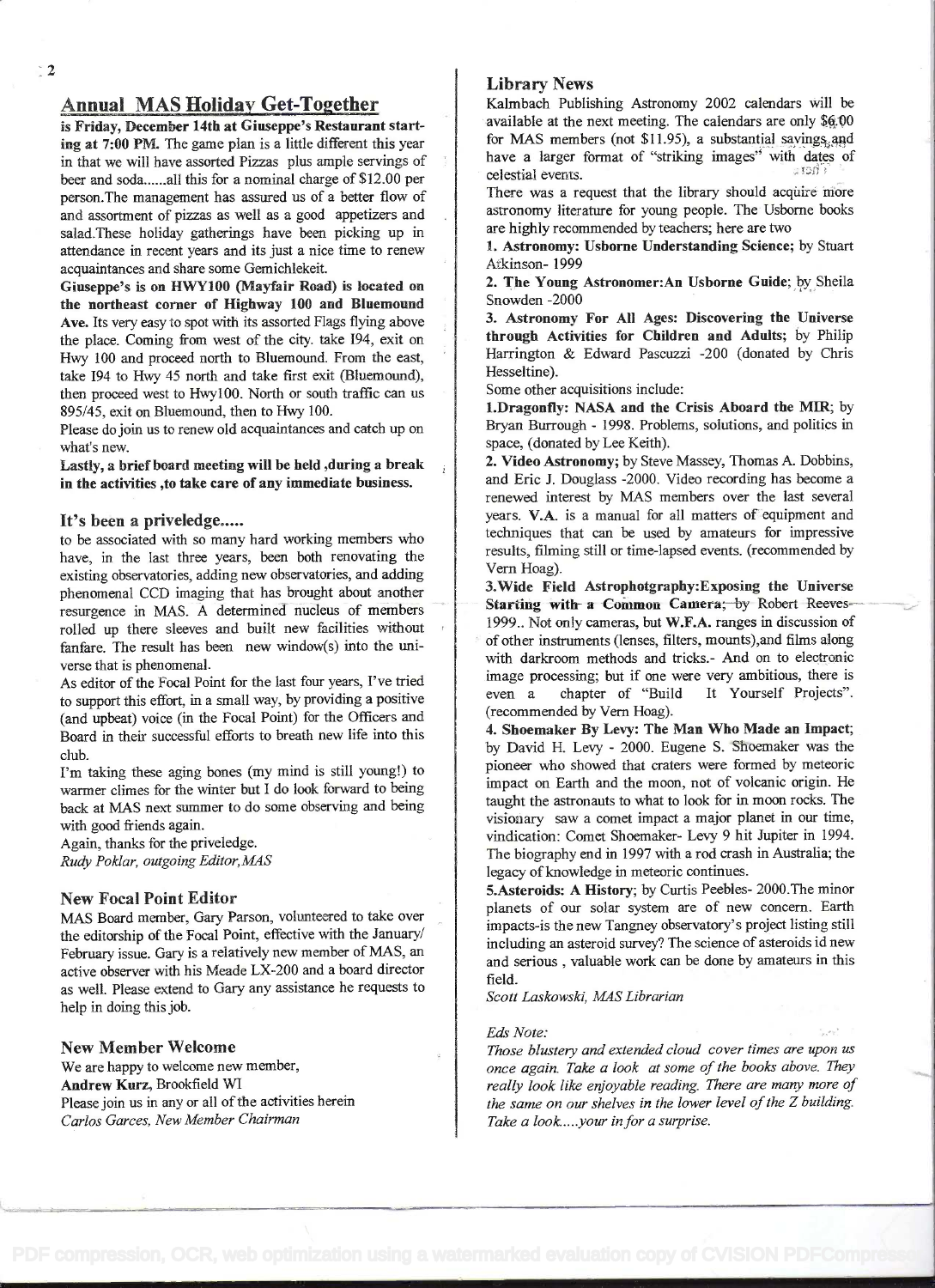## Annual MAS Holiday Get-Together

**is Friday, December 14th at Giuseppe's Restaurant starting at 7:00 PM.** The game plan is a little different this year in that we will have assorted Pizzas plus ample servings of beer and soda......all this for a nominal charge of $12.00 per person.The management has assured us of a better flow of and assortment of pizzas as well as a good appetizers and salad.These holiday gatherings have been picking up in attendance in recent years and its just a nice time to renew acquaintances and share some Gemichlekeit.

**Giuseppe's is on HWY100 (Mayfair Road) is located on the northeast corner of Highway 100 and Bluemound Ave.** Its very easy to spot with its assorted Flags flying above the place. Coming from west of the city. take I94, exit on Hwy 100 and proceed north to Bluemound. From the east, take I94 to Hwy 45 north and take first exit (Bluemound), then proceed west to Hwy100. North or south traffic can us 895/45, exit on Bluemound, then to Hwy 100.

Please do join us to renew old acquaintances and catch up on what's new.

**Lastly, a brief board meeting will be held ,during a break in the activities ,to take care of any immediate business.**

### It's been a priveledge.....

to be associated with so many hard working members who have, in the last three years, been both renovating the existing observatories, adding new observatories, and adding phenomenal CCD imaging that has brought about another resurgence in MAS. A determined nucleus of members rolled up there sleeves and built new facilities without fanfare. The result has been new window(s) into the universe that is phenomenal.

As editor of the Focal Point for the last four years, I've tried to support this effort, in a small way, by providing a positive (and upbeat) voice (in the Focal Point) for the Officers and Board in their successful efforts to breath new life into this club.

I'm taking these aging bones (my mind is still young!) to warmer climes for the winter but I do look forward to being back at MAS next summer to do some observing and being with good friends again.

Again, thanks for the priveledge.

*Rudy Poklar, outgoing Editor,MAS*

### New Focal Point Editor

MAS Board member, Gary Parson, volunteered to take over the editorship of the Focal Point, effective with the January/ February issue. Gary is a relatively new member of MAS, an active observer with his Meade LX-200 and a board director as well. Please extend to Gary any assistance he requests to help in doing this job.

### New Member Welcome

We are happy to welcome new member,

**Andrew Kurz**, Brookfield WI

Please join us in any or all of the activities herein

*Carlos Garces, New Member Chairman*

### Library News

Kalmbach Publishing Astronomy 2002 calendars will be available at the next meeting. The calendars are only $6.00 for MAS members (not $11.95), a substantial savings and have a larger format of "striking images" with dates of celestial events.

There was a request that the library should acquire more astronomy literature for young people. The Usborne books are highly recommended by teachers; here are two

1. **Astronomy: Usborne Understanding Science**; by Stuart Atkinson- 1999
2. **The Young Astronomer:An Usborne Guide**; by Sheila Snowden -2000
3. **Astronomy For All Ages: Discovering the Universe through Activities for Children and Adults**; by Philip Harrington & Edward Pascuzzi -200 (donated by Chris Hesseltine).

Some other acquisitions include:

1. **Dragonfly: NASA and the Crisis Aboard the MIR**; by Bryan Burrough - 1998. Problems, solutions, and politics in space, (donated by Lee Keith).
2. **Video Astronomy**; by Steve Massey, Thomas A. Dobbins, and Eric J. Douglass -2000. Video recording has become a renewed interest by MAS members over the last several years. **V.A.** is a manual for all matters of equipment and techniques that can be used by amateurs for impressive results, filming still or time-lapsed events. (recommended by Vern Hoag).
3. **Wide Field Astrophotgraphy:Exposing the Universe Starting with a Common Camera**; by Robert Reeves-1999.. Not only cameras, but **W.F.A.** ranges in discussion of of other instruments (lenses, filters, mounts),and films along with darkroom methods and tricks.- And on to electronic image processing; but if one were very ambitious, there is even a chapter of "Build It Yourself Projects". (recommended by Vern Hoag).
4. **Shoemaker By Levy: The Man Who Made an Impact**; by David H. Levy - 2000. Eugene S. Shoemaker was the pioneer who showed that craters were formed by meteoric impact on Earth and the moon, not of volcanic origin. He taught the astronauts to what to look for in moon rocks. The visionary saw a comet impact a major planet in our time, vindication: Comet Shoemaker- Levy 9 hit Jupiter in 1994. The biography end in 1997 with a rod crash in Australia; the legacy of knowledge in meteoric continues.
5. **Asteroids: A History**; by Curtis Peebles- 2000.The minor planets of our solar system are of new concern. Earth impacts-is the new Tangney observatory's project listing still including an asteroid survey? The science of asteroids id new and serious , valuable work can be done by amateurs in this field.

*Scott Laskowski, MAS Librarian*

*Eds Note:*

*Those blustery and extended cloud cover times are upon us once again. Take a look at some of the books above. They really look like enjoyable reading. There are many more of the same on our shelves in the lower level of the Z building. Take a look.....your in for a surprise.*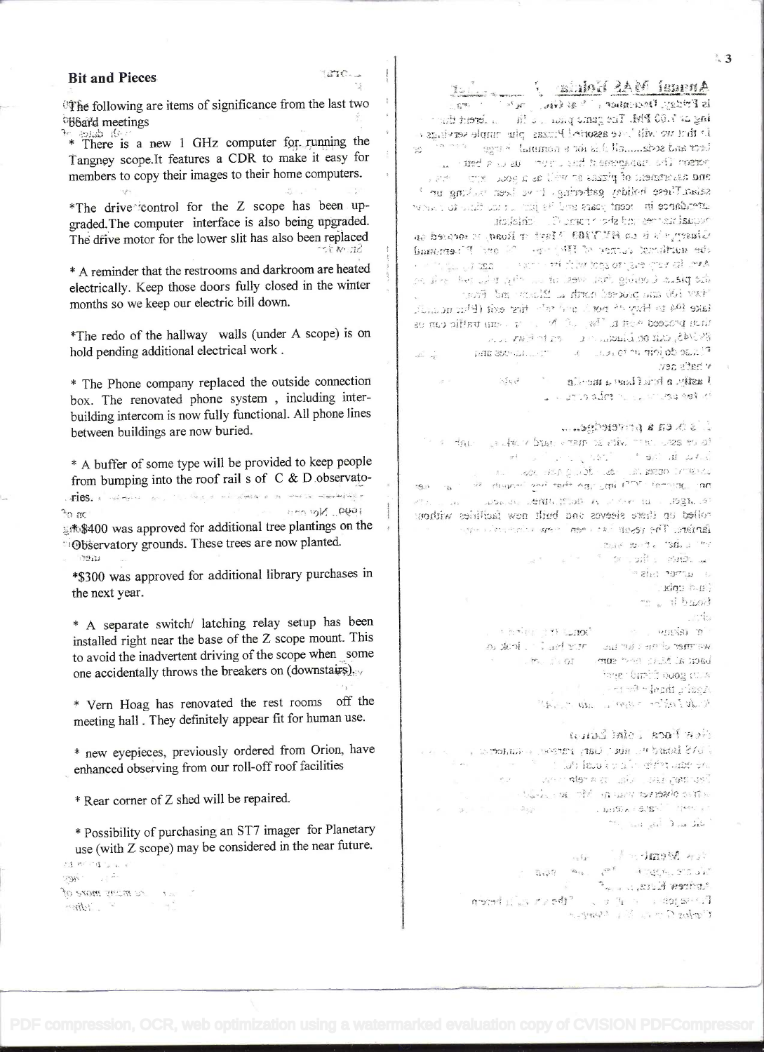## Bit and Pieces

The following are items of significance from the last two Board meetings

* There is a new 1 GHz computer for running the Tangney scope.It features a CDR to make it easy for members to copy their images to their home computers.

*The drive control for the Z scope has been upgraded.The computer interface is also being upgraded. The drive motor for the lower slit has also been replaced

* A reminder that the restrooms and darkroom are heated electrically. Keep those doors fully closed in the winter months so we keep our electric bill down.

*The redo of the hallway walls (under A scope) is on hold pending additional electrical work .

* The Phone company replaced the outside connection box. The renovated phone system , including inter-building intercom is now fully functional. All phone lines between buildings are now buried.

* A buffer of some type will be provided to keep people from bumping into the roof rail s of C & D observatories.

*$400 was approved for additional tree plantings on the Observatory grounds. These trees are now planted.

*$300 was approved for additional library purchases in the next year.

* A separate switch/ latching relay setup has been installed right near the base of the Z scope mount. This to avoid the inadvertent driving of the scope when some one accidentally throws the breakers on (downstairs).

* Vern Hoag has renovated the rest rooms off the meeting hall . They definitely appear fit for human use.

* new eyepieces, previously ordered from Orion, have enhanced observing from our roll-off roof facilities

* Rear corner of Z shed will be repaired.

* Possibility of purchasing an ST7 imager for Planetary use (with Z scope) may be considered in the near future.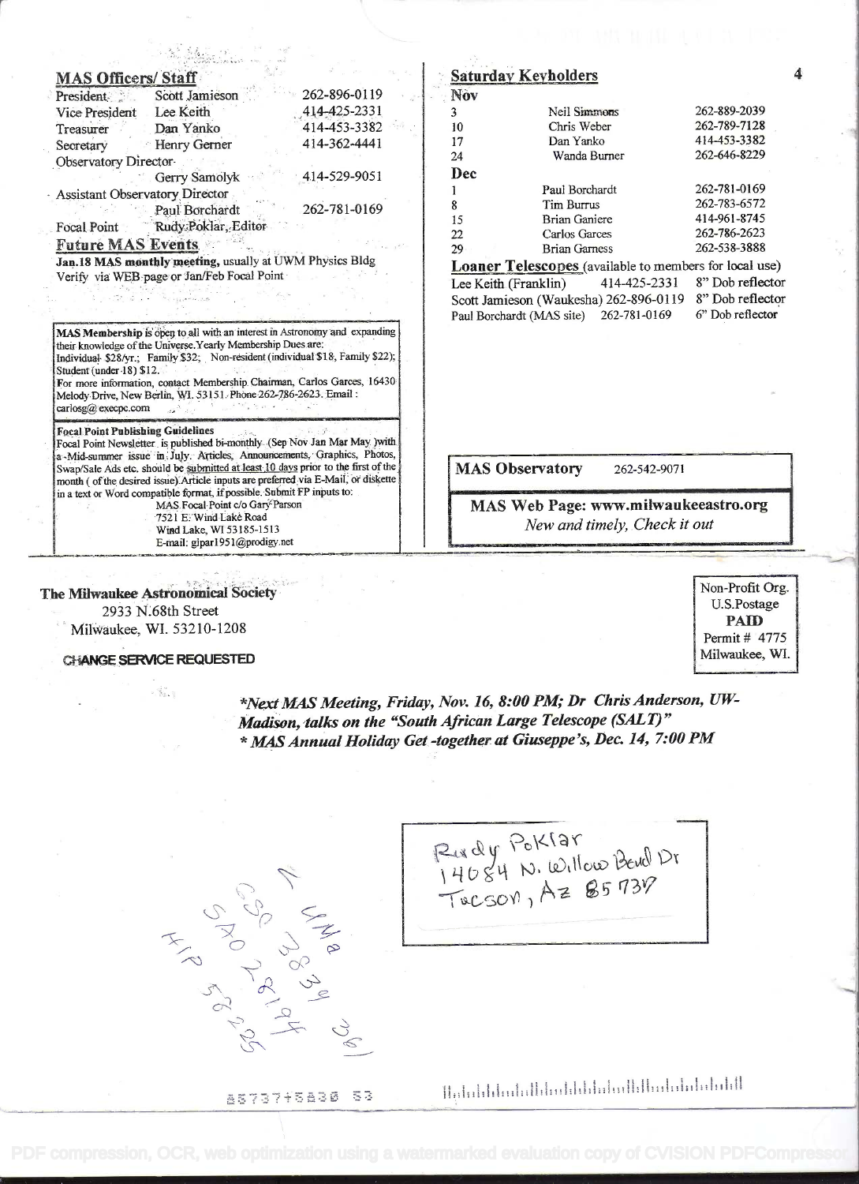## MAS Officers/ Staff

| | | |
|---|---|---|
| President | Scott Jamieson | 262-896-0119 |
| Vice President | Lee Keith | 414-425-2331 |
| Treasurer | Dan Yanko | 414-453-3382 |
| Secretary | Henry Gerner | 414-362-4441 |
| Observatory Director | Gerry Samolyk | 414-529-9051 |
| Assistant Observatory Director | Paul Borchardt | 262-781-0169 |
| Focal Point | Rudy Poklar, Editor | |

## Future MAS Events

**Jan.18 MAS monthly meeting,** usually at UWM Physics Bldg
Verify via WEB page or Jan/Feb Focal Point

**MAS Membership** is open to all with an interest in Astronomy and expanding their knowledge of the Universe. Yearly Membership Dues are:
Individual- $28/yr.; Family $32; Non-resident (individual $18, Family $22); Student (under 18) $12.
For more information, contact Membership Chairman, Carlos Garces, 16430 Melody Drive, New Berlin, WI. 53151. Phone 262-786-2623. Email : carlosg@execpc.com

**Focal Point Publishing Guidelines**
Focal Point Newsletter is published bi-monthly (Sep Nov Jan Mar May )with a Mid-summer issue in July. Articles, Announcements, Graphics, Photos, Swap/Sale Ads etc. should be submitted at least 10 days prior to the first of the month ( of the desired issue). Article inputs are preferred via E-Mail, or diskette in a text or Word compatible format, if possible. Submit FP inputs to:
MAS Focal Point c/o Gary Parson
7521 E. Wind Lake Road
Wind Lake, WI 53185-1513
E-mail: glparl951@prodigy.net

## Saturday Keyholders

| | | |
|---|---|---|
| **Nov** | | |
| 3 | Neil Simmons | 262-889-2039 |
| 10 | Chris Weber | 262-789-7128 |
| 17 | Dan Yanko | 414-453-3382 |
| 24 | Wanda Burner | 262-646-8229 |
| **Dec** | | |
| 1 | Paul Borchardt | 262-781-0169 |
| 8 | Tim Burrus | 262-783-6572 |
| 15 | Brian Ganiere | 414-961-8745 |
| 22 | Carlos Garces | 262-786-2623 |
| 29 | Brian Garness | 262-538-3888 |

## Loaner Telescopes (available to members for local use)

| | | |
|---|---|---|
| Lee Keith (Franklin) | 414-425-2331 | 8" Dob reflector |
| Scott Jamieson (Waukesha) | 262-896-0119 | 8" Dob reflector |
| Paul Borchardt (MAS site) | 262-781-0169 | 6" Dob reflector |

**MAS Observatory** 262-542-9071

**MAS Web Page: www.milwaukeeastro.org**
*New and timely, Check it out*

**The Milwaukee Astronomical Society**
2933 N.68th Street
Milwaukee, WI. 53210-1208

**CHANGE SERVICE REQUESTED**

Non-Profit Org.
U.S.Postage
**PAID**
Permit # 4775
Milwaukee, WI.

***Next MAS Meeting, Friday, Nov. 16, 8:00 PM; Dr Chris Anderson, UW-Madison, talks on the "South African Large Telescope (SALT)"***
***\* MAS Annual Holiday Get-together at Giuseppe's, Dec. 14, 7:00 PM***

Rudy Poklar
14084 N. Willow Bend Dr
Tucson, AZ 85737

UMa
GSC 3834 361
SAO 28194
HIP 58225

85737+5830 53